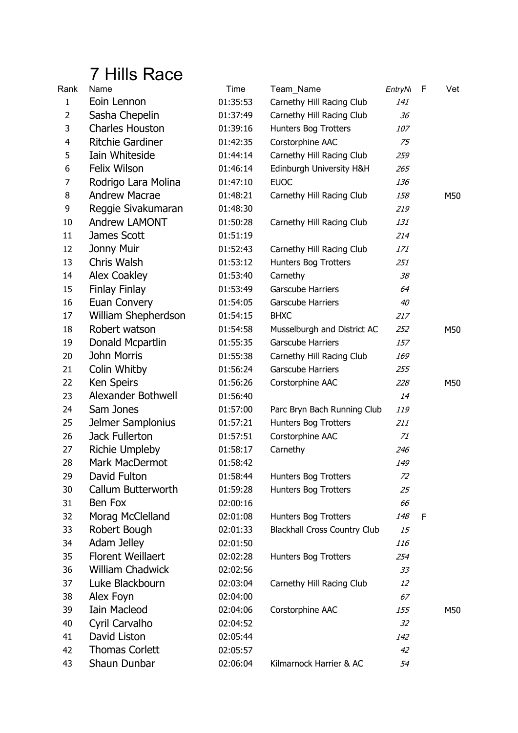# 7 Hills Race

| Rank | Name | Time | Team_Name | EntryNu | F | Vet |
|---|---|---|---|---|---|---|
| 1 | Eoin Lennon | 01:35:53 | Carnethy Hill Racing Club | 141 | | |
| 2 | Sasha Chepelin | 01:37:49 | Carnethy Hill Racing Club | 36 | | |
| 3 | Charles Houston | 01:39:16 | Hunters Bog Trotters | 107 | | |
| 4 | Ritchie Gardiner | 01:42:35 | Corstorphine AAC | 75 | | |
| 5 | Iain Whiteside | 01:44:14 | Carnethy Hill Racing Club | 259 | | |
| 6 | Felix Wilson | 01:46:14 | Edinburgh University H&H | 265 | | |
| 7 | Rodrigo Lara Molina | 01:47:10 | EUOC | 136 | | |
| 8 | Andrew Macrae | 01:48:21 | Carnethy Hill Racing Club | 158 | | M50 |
| 9 | Reggie Sivakumaran | 01:48:30 | | 219 | | |
| 10 | Andrew LAMONT | 01:50:28 | Carnethy Hill Racing Club | 131 | | |
| 11 | James Scott | 01:51:19 | | 214 | | |
| 12 | Jonny Muir | 01:52:43 | Carnethy Hill Racing Club | 171 | | |
| 13 | Chris Walsh | 01:53:12 | Hunters Bog Trotters | 251 | | |
| 14 | Alex Coakley | 01:53:40 | Carnethy | 38 | | |
| 15 | Finlay Finlay | 01:53:49 | Garscube Harriers | 64 | | |
| 16 | Euan Convery | 01:54:05 | Garscube Harriers | 40 | | |
| 17 | William Shepherdson | 01:54:15 | BHXC | 217 | | |
| 18 | Robert watson | 01:54:58 | Musselburgh and District AC | 252 | | M50 |
| 19 | Donald Mcpartlin | 01:55:35 | Garscube Harriers | 157 | | |
| 20 | John Morris | 01:55:38 | Carnethy Hill Racing Club | 169 | | |
| 21 | Colin Whitby | 01:56:24 | Garscube Harriers | 255 | | |
| 22 | Ken Speirs | 01:56:26 | Corstorphine AAC | 228 | | M50 |
| 23 | Alexander Bothwell | 01:56:40 | | 14 | | |
| 24 | Sam Jones | 01:57:00 | Parc Bryn Bach Running Club | 119 | | |
| 25 | Jelmer Samplonius | 01:57:21 | Hunters Bog Trotters | 211 | | |
| 26 | Jack Fullerton | 01:57:51 | Corstorphine AAC | 71 | | |
| 27 | Richie Umpleby | 01:58:17 | Carnethy | 246 | | |
| 28 | Mark MacDermot | 01:58:42 | | 149 | | |
| 29 | David Fulton | 01:58:44 | Hunters Bog Trotters | 72 | | |
| 30 | Callum Butterworth | 01:59:28 | Hunters Bog Trotters | 25 | | |
| 31 | Ben Fox | 02:00:16 | | 66 | | |
| 32 | Morag McClelland | 02:01:08 | Hunters Bog Trotters | 148 | F | |
| 33 | Robert Bough | 02:01:33 | Blackhall Cross Country Club | 15 | | |
| 34 | Adam Jelley | 02:01:50 | | 116 | | |
| 35 | Florent Weillaert | 02:02:28 | Hunters Bog Trotters | 254 | | |
| 36 | William Chadwick | 02:02:56 | | 33 | | |
| 37 | Luke Blackbourn | 02:03:04 | Carnethy Hill Racing Club | 12 | | |
| 38 | Alex Foyn | 02:04:00 | | 67 | | |
| 39 | Iain Macleod | 02:04:06 | Corstorphine AAC | 155 | | M50 |
| 40 | Cyril Carvalho | 02:04:52 | | 32 | | |
| 41 | David Liston | 02:05:44 | | 142 | | |
| 42 | Thomas Corlett | 02:05:57 | | 42 | | |
| 43 | Shaun Dunbar | 02:06:04 | Kilmarnock Harrier & AC | 54 | | |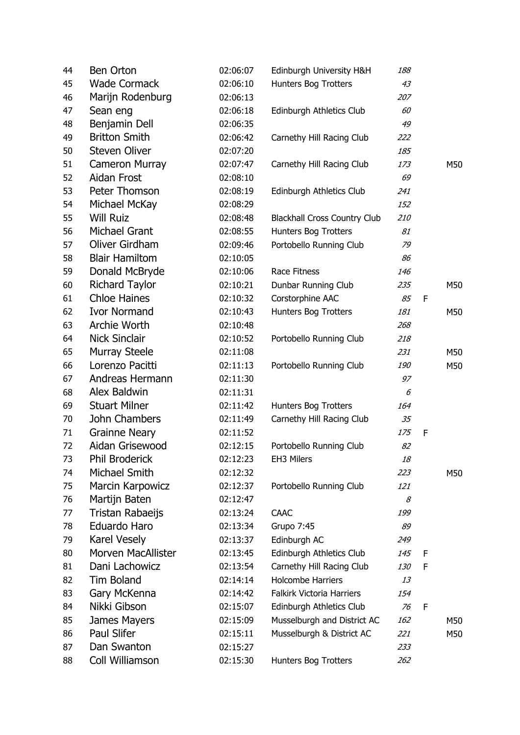| | | | | | | |
|---|---|---|---|---|---|---|
| 44 | Ben Orton | 02:06:07 | Edinburgh University H&H | *188* | | |
| 45 | Wade Cormack | 02:06:10 | Hunters Bog Trotters | *43* | | |
| 46 | Marijn Rodenburg | 02:06:13 | | *207* | | |
| 47 | Sean eng | 02:06:18 | Edinburgh Athletics Club | *60* | | |
| 48 | Benjamin Dell | 02:06:35 | | *49* | | |
| 49 | Britton Smith | 02:06:42 | Carnethy Hill Racing Club | *222* | | |
| 50 | Steven Oliver | 02:07:20 | | *185* | | |
| 51 | Cameron Murray | 02:07:47 | Carnethy Hill Racing Club | *173* | | M50 |
| 52 | Aidan Frost | 02:08:10 | | *69* | | |
| 53 | Peter Thomson | 02:08:19 | Edinburgh Athletics Club | *241* | | |
| 54 | Michael McKay | 02:08:29 | | *152* | | |
| 55 | Will Ruiz | 02:08:48 | Blackhall Cross Country Club | *210* | | |
| 56 | Michael Grant | 02:08:55 | Hunters Bog Trotters | *81* | | |
| 57 | Oliver Girdham | 02:09:46 | Portobello Running Club | *79* | | |
| 58 | Blair Hamiltom | 02:10:05 | | *86* | | |
| 59 | Donald McBryde | 02:10:06 | Race Fitness | *146* | | |
| 60 | Richard Taylor | 02:10:21 | Dunbar Running Club | *235* | | M50 |
| 61 | Chloe Haines | 02:10:32 | Corstorphine AAC | *85* | F | |
| 62 | Ivor Normand | 02:10:43 | Hunters Bog Trotters | *181* | | M50 |
| 63 | Archie Worth | 02:10:48 | | *268* | | |
| 64 | Nick Sinclair | 02:10:52 | Portobello Running Club | *218* | | |
| 65 | Murray Steele | 02:11:08 | | *231* | | M50 |
| 66 | Lorenzo Pacitti | 02:11:13 | Portobello Running Club | *190* | | M50 |
| 67 | Andreas Hermann | 02:11:30 | | *97* | | |
| 68 | Alex Baldwin | 02:11:31 | | *6* | | |
| 69 | Stuart Milner | 02:11:42 | Hunters Bog Trotters | *164* | | |
| 70 | John Chambers | 02:11:49 | Carnethy Hill Racing Club | *35* | | |
| 71 | Grainne Neary | 02:11:52 | | *175* | F | |
| 72 | Aidan Grisewood | 02:12:15 | Portobello Running Club | *82* | | |
| 73 | Phil Broderick | 02:12:23 | EH3 Milers | *18* | | |
| 74 | Michael Smith | 02:12:32 | | *223* | | M50 |
| 75 | Marcin Karpowicz | 02:12:37 | Portobello Running Club | *121* | | |
| 76 | Martijn Baten | 02:12:47 | | *8* | | |
| 77 | Tristan Rabaeijs | 02:13:24 | CAAC | *199* | | |
| 78 | Eduardo Haro | 02:13:34 | Grupo 7:45 | *89* | | |
| 79 | Karel Vesely | 02:13:37 | Edinburgh AC | *249* | | |
| 80 | Morven MacAllister | 02:13:45 | Edinburgh Athletics Club | *145* | F | |
| 81 | Dani Lachowicz | 02:13:54 | Carnethy Hill Racing Club | *130* | F | |
| 82 | Tim Boland | 02:14:14 | Holcombe Harriers | *13* | | |
| 83 | Gary McKenna | 02:14:42 | Falkirk Victoria Harriers | *154* | | |
| 84 | Nikki Gibson | 02:15:07 | Edinburgh Athletics Club | *76* | F | |
| 85 | James Mayers | 02:15:09 | Musselburgh and District AC | *162* | | M50 |
| 86 | Paul Slifer | 02:15:11 | Musselburgh & District AC | *221* | | M50 |
| 87 | Dan Swanton | 02:15:27 | | *233* | | |
| 88 | Coll Williamson | 02:15:30 | Hunters Bog Trotters | *262* | | |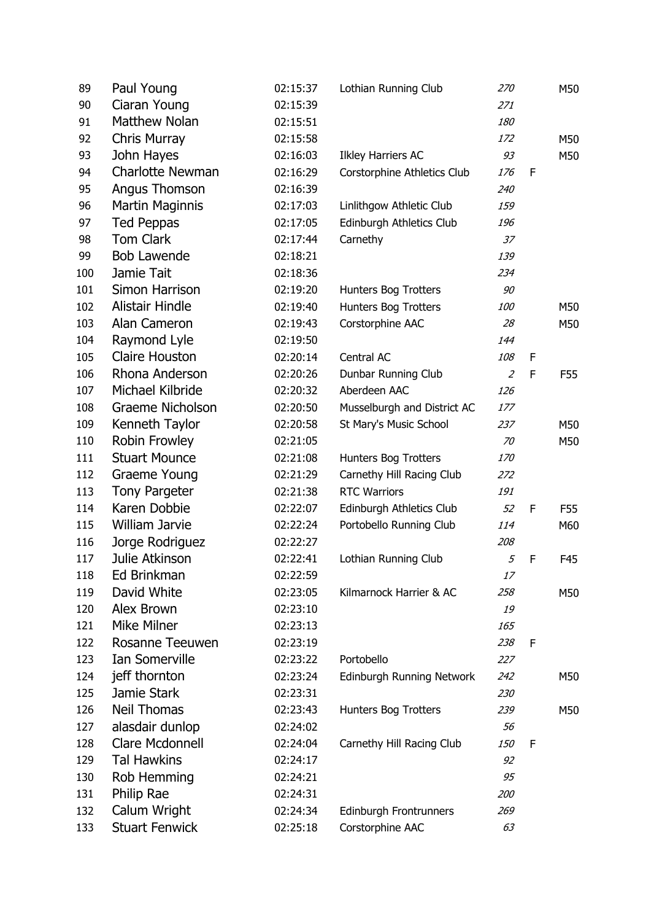| | | | | | | |
|---|---|---|---|---|---|---|
| 89 | Paul Young | 02:15:37 | Lothian Running Club | *270* | | M50 |
| 90 | Ciaran Young | 02:15:39 | | *271* | | |
| 91 | Matthew Nolan | 02:15:51 | | *180* | | |
| 92 | Chris Murray | 02:15:58 | | *172* | | M50 |
| 93 | John Hayes | 02:16:03 | Ilkley Harriers AC | *93* | | M50 |
| 94 | Charlotte Newman | 02:16:29 | Corstorphine Athletics Club | *176* | F | |
| 95 | Angus Thomson | 02:16:39 | | *240* | | |
| 96 | Martin Maginnis | 02:17:03 | Linlithgow Athletic Club | *159* | | |
| 97 | Ted Peppas | 02:17:05 | Edinburgh Athletics Club | *196* | | |
| 98 | Tom Clark | 02:17:44 | Carnethy | *37* | | |
| 99 | Bob Lawende | 02:18:21 | | *139* | | |
| 100 | Jamie Tait | 02:18:36 | | *234* | | |
| 101 | Simon Harrison | 02:19:20 | Hunters Bog Trotters | *90* | | |
| 102 | Alistair Hindle | 02:19:40 | Hunters Bog Trotters | *100* | | M50 |
| 103 | Alan Cameron | 02:19:43 | Corstorphine AAC | *28* | | M50 |
| 104 | Raymond Lyle | 02:19:50 | | *144* | | |
| 105 | Claire Houston | 02:20:14 | Central AC | *108* | F | |
| 106 | Rhona Anderson | 02:20:26 | Dunbar Running Club | *2* | F | F55 |
| 107 | Michael Kilbride | 02:20:32 | Aberdeen AAC | *126* | | |
| 108 | Graeme Nicholson | 02:20:50 | Musselburgh and District AC | *177* | | |
| 109 | Kenneth Taylor | 02:20:58 | St Mary's Music School | *237* | | M50 |
| 110 | Robin Frowley | 02:21:05 | | *70* | | M50 |
| 111 | Stuart Mounce | 02:21:08 | Hunters Bog Trotters | *170* | | |
| 112 | Graeme Young | 02:21:29 | Carnethy Hill Racing Club | *272* | | |
| 113 | Tony Pargeter | 02:21:38 | RTC Warriors | *191* | | |
| 114 | Karen Dobbie | 02:22:07 | Edinburgh Athletics Club | *52* | F | F55 |
| 115 | William Jarvie | 02:22:24 | Portobello Running Club | *114* | | M60 |
| 116 | Jorge Rodriguez | 02:22:27 | | *208* | | |
| 117 | Julie Atkinson | 02:22:41 | Lothian Running Club | *5* | F | F45 |
| 118 | Ed Brinkman | 02:22:59 | | *17* | | |
| 119 | David White | 02:23:05 | Kilmarnock Harrier & AC | *258* | | M50 |
| 120 | Alex Brown | 02:23:10 | | *19* | | |
| 121 | Mike Milner | 02:23:13 | | *165* | | |
| 122 | Rosanne Teeuwen | 02:23:19 | | *238* | F | |
| 123 | Ian Somerville | 02:23:22 | Portobello | *227* | | |
| 124 | jeff thornton | 02:23:24 | Edinburgh Running Network | *242* | | M50 |
| 125 | Jamie Stark | 02:23:31 | | *230* | | |
| 126 | Neil Thomas | 02:23:43 | Hunters Bog Trotters | *239* | | M50 |
| 127 | alasdair dunlop | 02:24:02 | | *56* | | |
| 128 | Clare Mcdonnell | 02:24:04 | Carnethy Hill Racing Club | *150* | F | |
| 129 | Tal Hawkins | 02:24:17 | | *92* | | |
| 130 | Rob Hemming | 02:24:21 | | *95* | | |
| 131 | Philip Rae | 02:24:31 | | *200* | | |
| 132 | Calum Wright | 02:24:34 | Edinburgh Frontrunners | *269* | | |
| 133 | Stuart Fenwick | 02:25:18 | Corstorphine AAC | *63* | | |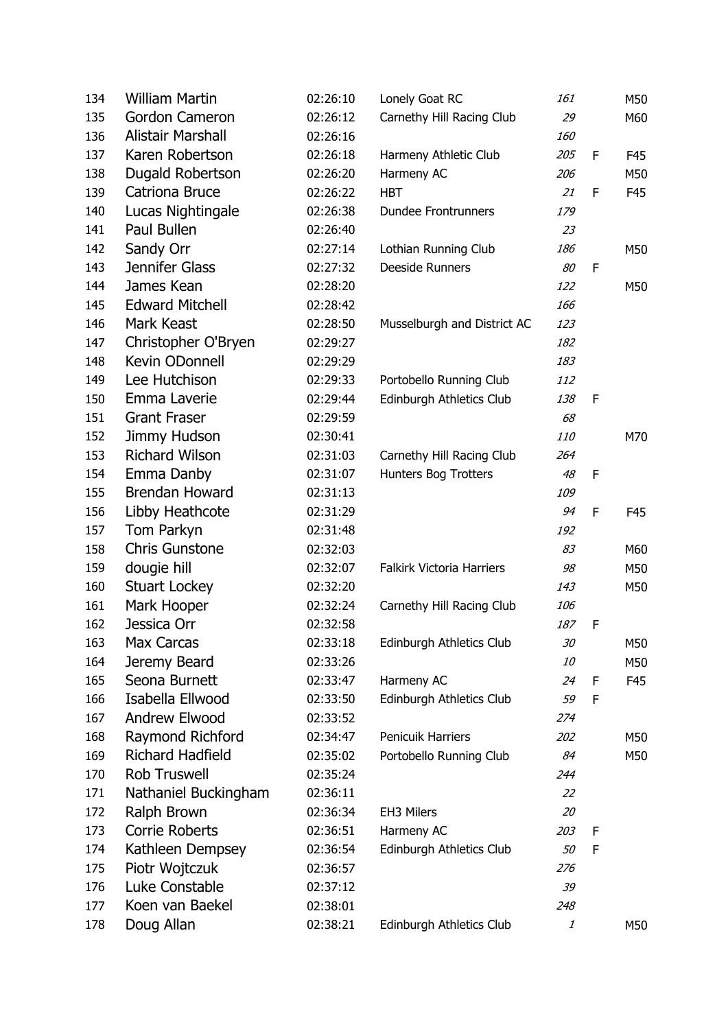| | | | | | | |
|---|---|---|---|---|---|---|
| 134 | William Martin | 02:26:10 | Lonely Goat RC | *161* | | M50 |
| 135 | Gordon Cameron | 02:26:12 | Carnethy Hill Racing Club | *29* | | M60 |
| 136 | Alistair Marshall | 02:26:16 | | *160* | | |
| 137 | Karen Robertson | 02:26:18 | Harmeny Athletic Club | *205* | F | F45 |
| 138 | Dugald Robertson | 02:26:20 | Harmeny AC | *206* | | M50 |
| 139 | Catriona Bruce | 02:26:22 | HBT | *21* | F | F45 |
| 140 | Lucas Nightingale | 02:26:38 | Dundee Frontrunners | *179* | | |
| 141 | Paul Bullen | 02:26:40 | | *23* | | |
| 142 | Sandy Orr | 02:27:14 | Lothian Running Club | *186* | | M50 |
| 143 | Jennifer Glass | 02:27:32 | Deeside Runners | *80* | F | |
| 144 | James Kean | 02:28:20 | | *122* | | M50 |
| 145 | Edward Mitchell | 02:28:42 | | *166* | | |
| 146 | Mark Keast | 02:28:50 | Musselburgh and District AC | *123* | | |
| 147 | Christopher O'Bryen | 02:29:27 | | *182* | | |
| 148 | Kevin ODonnell | 02:29:29 | | *183* | | |
| 149 | Lee Hutchison | 02:29:33 | Portobello Running Club | *112* | | |
| 150 | Emma Laverie | 02:29:44 | Edinburgh Athletics Club | *138* | F | |
| 151 | Grant Fraser | 02:29:59 | | *68* | | |
| 152 | Jimmy Hudson | 02:30:41 | | *110* | | M70 |
| 153 | Richard Wilson | 02:31:03 | Carnethy Hill Racing Club | *264* | | |
| 154 | Emma Danby | 02:31:07 | Hunters Bog Trotters | *48* | F | |
| 155 | Brendan Howard | 02:31:13 | | *109* | | |
| 156 | Libby Heathcote | 02:31:29 | | *94* | F | F45 |
| 157 | Tom Parkyn | 02:31:48 | | *192* | | |
| 158 | Chris Gunstone | 02:32:03 | | *83* | | M60 |
| 159 | dougie hill | 02:32:07 | Falkirk Victoria Harriers | *98* | | M50 |
| 160 | Stuart Lockey | 02:32:20 | | *143* | | M50 |
| 161 | Mark Hooper | 02:32:24 | Carnethy Hill Racing Club | *106* | | |
| 162 | Jessica Orr | 02:32:58 | | *187* | F | |
| 163 | Max Carcas | 02:33:18 | Edinburgh Athletics Club | *30* | | M50 |
| 164 | Jeremy Beard | 02:33:26 | | *10* | | M50 |
| 165 | Seona Burnett | 02:33:47 | Harmeny AC | *24* | F | F45 |
| 166 | Isabella Ellwood | 02:33:50 | Edinburgh Athletics Club | *59* | F | |
| 167 | Andrew Elwood | 02:33:52 | | *274* | | |
| 168 | Raymond Richford | 02:34:47 | Penicuik Harriers | *202* | | M50 |
| 169 | Richard Hadfield | 02:35:02 | Portobello Running Club | *84* | | M50 |
| 170 | Rob Truswell | 02:35:24 | | *244* | | |
| 171 | Nathaniel Buckingham | 02:36:11 | | *22* | | |
| 172 | Ralph Brown | 02:36:34 | EH3 Milers | *20* | | |
| 173 | Corrie Roberts | 02:36:51 | Harmeny AC | *203* | F | |
| 174 | Kathleen Dempsey | 02:36:54 | Edinburgh Athletics Club | *50* | F | |
| 175 | Piotr Wojtczuk | 02:36:57 | | *276* | | |
| 176 | Luke Constable | 02:37:12 | | *39* | | |
| 177 | Koen van Baekel | 02:38:01 | | *248* | | |
| 178 | Doug Allan | 02:38:21 | Edinburgh Athletics Club | *1* | | M50 |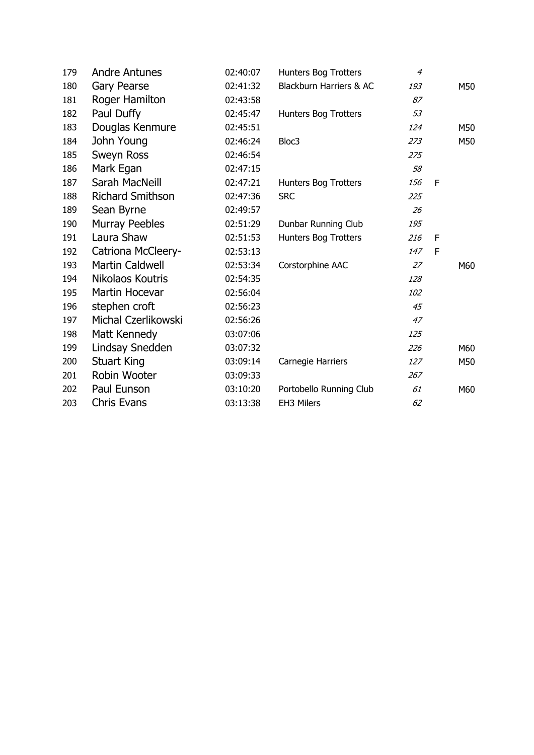| | | | | | | |
|---|---|---|---|---|---|---|
| 179 | Andre Antunes | 02:40:07 | Hunters Bog Trotters | *4* | | |
| 180 | Gary Pearse | 02:41:32 | Blackburn Harriers & AC | *193* | | M50 |
| 181 | Roger Hamilton | 02:43:58 | | *87* | | |
| 182 | Paul Duffy | 02:45:47 | Hunters Bog Trotters | *53* | | |
| 183 | Douglas Kenmure | 02:45:51 | | *124* | | M50 |
| 184 | John Young | 02:46:24 | Bloc3 | *273* | | M50 |
| 185 | Sweyn Ross | 02:46:54 | | *275* | | |
| 186 | Mark Egan | 02:47:15 | | *58* | | |
| 187 | Sarah MacNeill | 02:47:21 | Hunters Bog Trotters | *156* | F | |
| 188 | Richard Smithson | 02:47:36 | SRC | *225* | | |
| 189 | Sean Byrne | 02:49:57 | | *26* | | |
| 190 | Murray Peebles | 02:51:29 | Dunbar Running Club | *195* | | |
| 191 | Laura Shaw | 02:51:53 | Hunters Bog Trotters | *216* | F | |
| 192 | Catriona McCleery- | 02:53:13 | | *147* | F | |
| 193 | Martin Caldwell | 02:53:34 | Corstorphine AAC | *27* | | M60 |
| 194 | Nikolaos Koutris | 02:54:35 | | *128* | | |
| 195 | Martin Hocevar | 02:56:04 | | *102* | | |
| 196 | stephen croft | 02:56:23 | | *45* | | |
| 197 | Michal Czerlikowski | 02:56:26 | | *47* | | |
| 198 | Matt Kennedy | 03:07:06 | | *125* | | |
| 199 | Lindsay Snedden | 03:07:32 | | *226* | | M60 |
| 200 | Stuart King | 03:09:14 | Carnegie Harriers | *127* | | M50 |
| 201 | Robin Wooter | 03:09:33 | | *267* | | |
| 202 | Paul Eunson | 03:10:20 | Portobello Running Club | *61* | | M60 |
| 203 | Chris Evans | 03:13:38 | EH3 Milers | *62* | | |